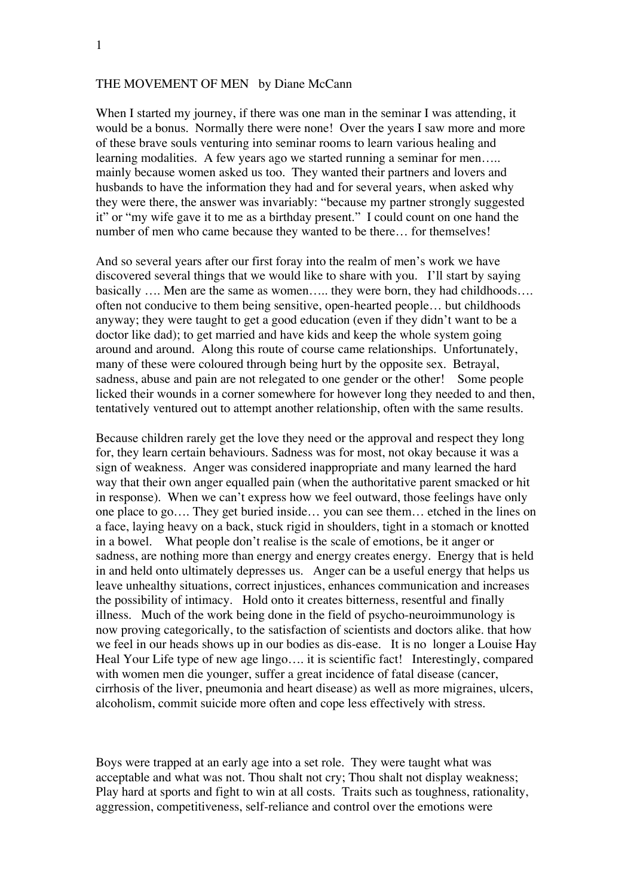# THE MOVEMENT OF MEN   by Diane McCann

When I started my journey, if there was one man in the seminar I was attending, it would be a bonus. Normally there were none! Over the years I saw more and more of these brave souls venturing into seminar rooms to learn various healing and learning modalities. A few years ago we started running a seminar for men….. mainly because women asked us too. They wanted their partners and lovers and husbands to have the information they had and for several years, when asked why they were there, the answer was invariably: "because my partner strongly suggested it" or "my wife gave it to me as a birthday present." I could count on one hand the number of men who came because they wanted to be there… for themselves!

And so several years after our first foray into the realm of men's work we have discovered several things that we would like to share with you. I'll start by saying basically …. Men are the same as women….. they were born, they had childhoods…. often not conducive to them being sensitive, open-hearted people… but childhoods anyway; they were taught to get a good education (even if they didn't want to be a doctor like dad); to get married and have kids and keep the whole system going around and around. Along this route of course came relationships. Unfortunately, many of these were coloured through being hurt by the opposite sex. Betrayal, sadness, abuse and pain are not relegated to one gender or the other! Some people licked their wounds in a corner somewhere for however long they needed to and then, tentatively ventured out to attempt another relationship, often with the same results.

Because children rarely get the love they need or the approval and respect they long for, they learn certain behaviours. Sadness was for most, not okay because it was a sign of weakness. Anger was considered inappropriate and many learned the hard way that their own anger equalled pain (when the authoritative parent smacked or hit in response). When we can't express how we feel outward, those feelings have only one place to go…. They get buried inside… you can see them… etched in the lines on a face, laying heavy on a back, stuck rigid in shoulders, tight in a stomach or knotted in a bowel. What people don't realise is the scale of emotions, be it anger or sadness, are nothing more than energy and energy creates energy. Energy that is held in and held onto ultimately depresses us. Anger can be a useful energy that helps us leave unhealthy situations, correct injustices, enhances communication and increases the possibility of intimacy. Hold onto it creates bitterness, resentful and finally illness. Much of the work being done in the field of psycho-neuroimmunology is now proving categorically, to the satisfaction of scientists and doctors alike. that how we feel in our heads shows up in our bodies as dis-ease. It is no longer a Louise Hay Heal Your Life type of new age lingo…. it is scientific fact! Interestingly, compared with women men die younger, suffer a great incidence of fatal disease (cancer, cirrhosis of the liver, pneumonia and heart disease) as well as more migraines, ulcers, alcoholism, commit suicide more often and cope less effectively with stress.

Boys were trapped at an early age into a set role. They were taught what was acceptable and what was not. Thou shalt not cry; Thou shalt not display weakness; Play hard at sports and fight to win at all costs. Traits such as toughness, rationality, aggression, competitiveness, self-reliance and control over the emotions were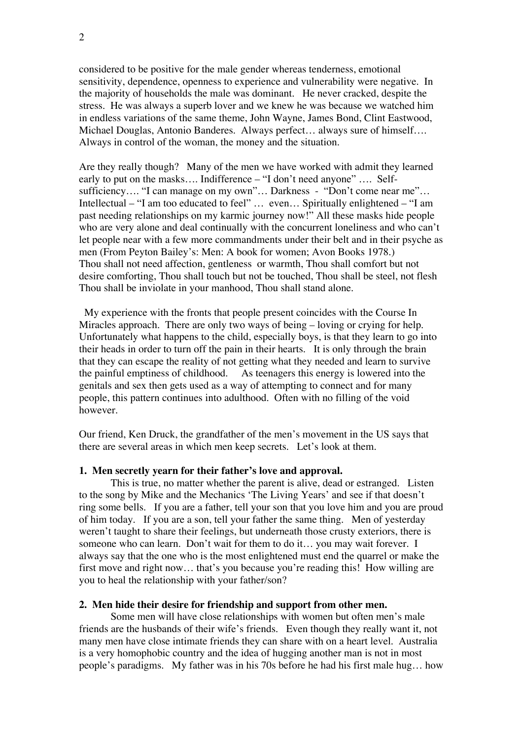considered to be positive for the male gender whereas tenderness, emotional sensitivity, dependence, openness to experience and vulnerability were negative. In the majority of households the male was dominant. He never cracked, despite the stress. He was always a superb lover and we knew he was because we watched him in endless variations of the same theme, John Wayne, James Bond, Clint Eastwood, Michael Douglas, Antonio Banderes. Always perfect… always sure of himself…. Always in control of the woman, the money and the situation.

Are they really though? Many of the men we have worked with admit they learned early to put on the masks…. Indifference – "I don't need anyone" …. Self-sufficiency…. "I can manage on my own"… Darkness - "Don't come near me"… Intellectual – "I am too educated to feel" … even… Spiritually enlightened – "I am past needing relationships on my karmic journey now!" All these masks hide people who are very alone and deal continually with the concurrent loneliness and who can't let people near with a few more commandments under their belt and in their psyche as men (From Peyton Bailey's: Men: A book for women; Avon Books 1978.)
Thou shall not need affection, gentleness or warmth, Thou shall comfort but not desire comforting, Thou shall touch but not be touched, Thou shall be steel, not flesh Thou shall be inviolate in your manhood, Thou shall stand alone.

My experience with the fronts that people present coincides with the Course In Miracles approach. There are only two ways of being – loving or crying for help. Unfortunately what happens to the child, especially boys, is that they learn to go into their heads in order to turn off the pain in their hearts. It is only through the brain that they can escape the reality of not getting what they needed and learn to survive the painful emptiness of childhood. As teenagers this energy is lowered into the genitals and sex then gets used as a way of attempting to connect and for many people, this pattern continues into adulthood. Often with no filling of the void however.

Our friend, Ken Druck, the grandfather of the men's movement in the US says that there are several areas in which men keep secrets. Let's look at them.

**1. Men secretly yearn for their father's love and approval.**

This is true, no matter whether the parent is alive, dead or estranged. Listen to the song by Mike and the Mechanics 'The Living Years' and see if that doesn't ring some bells. If you are a father, tell your son that you love him and you are proud of him today. If you are a son, tell your father the same thing. Men of yesterday weren't taught to share their feelings, but underneath those crusty exteriors, there is someone who can learn. Don't wait for them to do it… you may wait forever. I always say that the one who is the most enlightened must end the quarrel or make the first move and right now… that's you because you're reading this! How willing are you to heal the relationship with your father/son?

**2. Men hide their desire for friendship and support from other men.**

Some men will have close relationships with women but often men's male friends are the husbands of their wife's friends. Even though they really want it, not many men have close intimate friends they can share with on a heart level. Australia is a very homophobic country and the idea of hugging another man is not in most people's paradigms. My father was in his 70s before he had his first male hug… how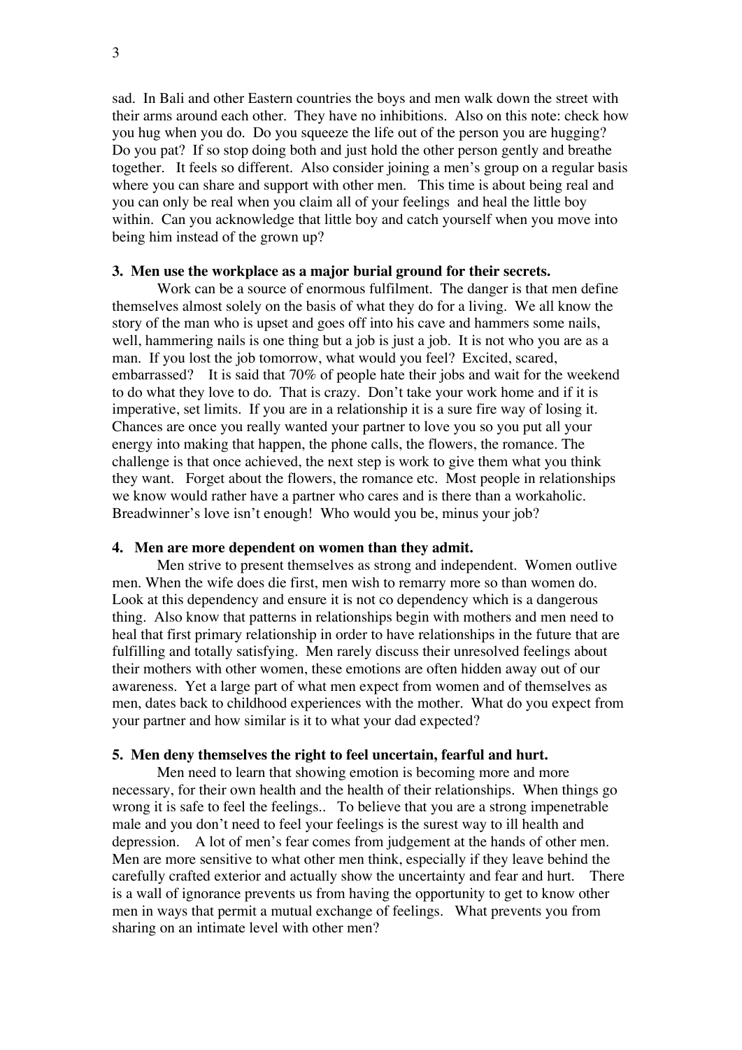sad. In Bali and other Eastern countries the boys and men walk down the street with their arms around each other. They have no inhibitions. Also on this note: check how you hug when you do. Do you squeeze the life out of the person you are hugging? Do you pat? If so stop doing both and just hold the other person gently and breathe together. It feels so different. Also consider joining a men's group on a regular basis where you can share and support with other men. This time is about being real and you can only be real when you claim all of your feelings and heal the little boy within. Can you acknowledge that little boy and catch yourself when you move into being him instead of the grown up?

**3. Men use the workplace as a major burial ground for their secrets.**

Work can be a source of enormous fulfilment. The danger is that men define themselves almost solely on the basis of what they do for a living. We all know the story of the man who is upset and goes off into his cave and hammers some nails, well, hammering nails is one thing but a job is just a job. It is not who you are as a man. If you lost the job tomorrow, what would you feel? Excited, scared, embarrassed? It is said that 70% of people hate their jobs and wait for the weekend to do what they love to do. That is crazy. Don't take your work home and if it is imperative, set limits. If you are in a relationship it is a sure fire way of losing it. Chances are once you really wanted your partner to love you so you put all your energy into making that happen, the phone calls, the flowers, the romance. The challenge is that once achieved, the next step is work to give them what you think they want. Forget about the flowers, the romance etc. Most people in relationships we know would rather have a partner who cares and is there than a workaholic. Breadwinner's love isn't enough! Who would you be, minus your job?

**4. Men are more dependent on women than they admit.**

Men strive to present themselves as strong and independent. Women outlive men. When the wife does die first, men wish to remarry more so than women do. Look at this dependency and ensure it is not co dependency which is a dangerous thing. Also know that patterns in relationships begin with mothers and men need to heal that first primary relationship in order to have relationships in the future that are fulfilling and totally satisfying. Men rarely discuss their unresolved feelings about their mothers with other women, these emotions are often hidden away out of our awareness. Yet a large part of what men expect from women and of themselves as men, dates back to childhood experiences with the mother. What do you expect from your partner and how similar is it to what your dad expected?

**5. Men deny themselves the right to feel uncertain, fearful and hurt.**

Men need to learn that showing emotion is becoming more and more necessary, for their own health and the health of their relationships. When things go wrong it is safe to feel the feelings.. To believe that you are a strong impenetrable male and you don't need to feel your feelings is the surest way to ill health and depression. A lot of men's fear comes from judgement at the hands of other men. Men are more sensitive to what other men think, especially if they leave behind the carefully crafted exterior and actually show the uncertainty and fear and hurt. There is a wall of ignorance prevents us from having the opportunity to get to know other men in ways that permit a mutual exchange of feelings. What prevents you from sharing on an intimate level with other men?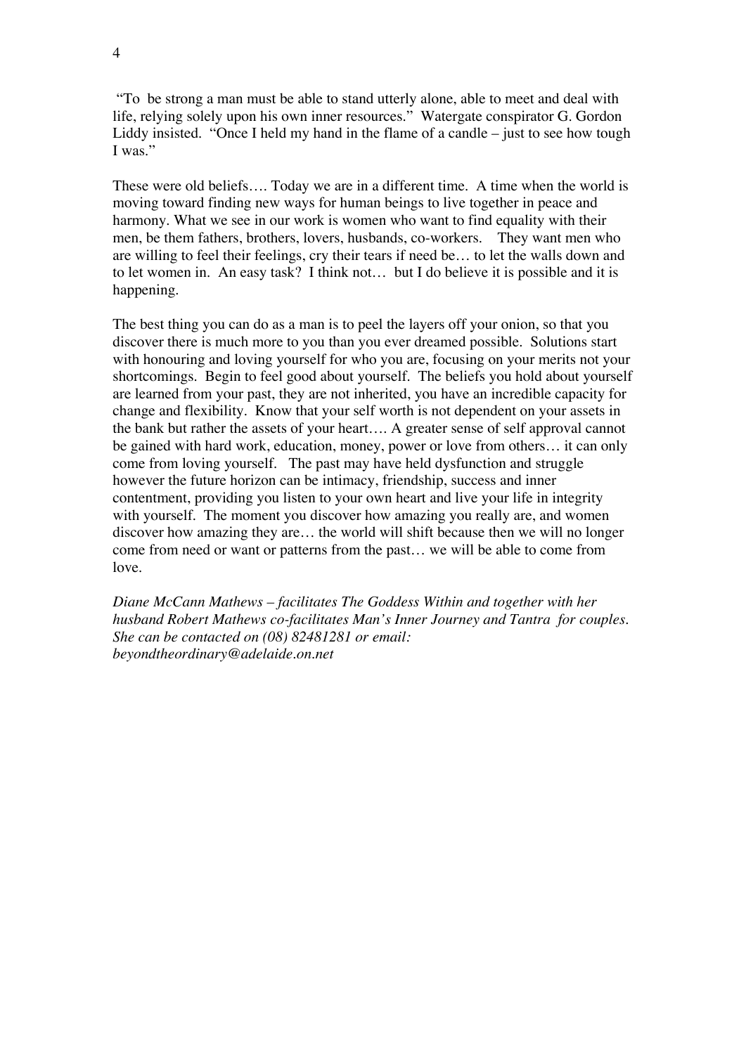"To be strong a man must be able to stand utterly alone, able to meet and deal with life, relying solely upon his own inner resources." Watergate conspirator G. Gordon Liddy insisted. "Once I held my hand in the flame of a candle – just to see how tough I was."

These were old beliefs…. Today we are in a different time. A time when the world is moving toward finding new ways for human beings to live together in peace and harmony. What we see in our work is women who want to find equality with their men, be them fathers, brothers, lovers, husbands, co-workers. They want men who are willing to feel their feelings, cry their tears if need be… to let the walls down and to let women in. An easy task? I think not… but I do believe it is possible and it is happening.

The best thing you can do as a man is to peel the layers off your onion, so that you discover there is much more to you than you ever dreamed possible. Solutions start with honouring and loving yourself for who you are, focusing on your merits not your shortcomings. Begin to feel good about yourself. The beliefs you hold about yourself are learned from your past, they are not inherited, you have an incredible capacity for change and flexibility. Know that your self worth is not dependent on your assets in the bank but rather the assets of your heart…. A greater sense of self approval cannot be gained with hard work, education, money, power or love from others… it can only come from loving yourself. The past may have held dysfunction and struggle however the future horizon can be intimacy, friendship, success and inner contentment, providing you listen to your own heart and live your life in integrity with yourself. The moment you discover how amazing you really are, and women discover how amazing they are… the world will shift because then we will no longer come from need or want or patterns from the past… we will be able to come from love.

*Diane McCann Mathews – facilitates The Goddess Within and together with her husband Robert Mathews co-facilitates Man's Inner Journey and Tantra for couples. She can be contacted on (08) 82481281 or email: beyondtheordinary@adelaide.on.net*